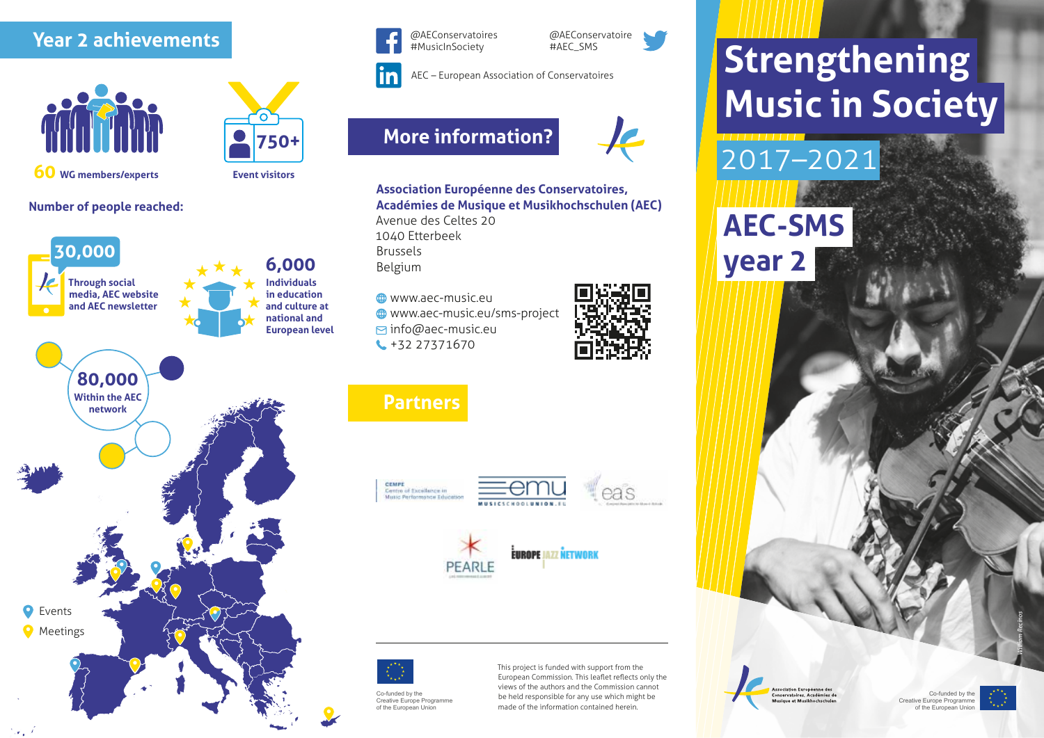## Year 2 achievements

**60** WG members/experts

**750+** Event visitors

**Number of people reached:**

**30,000** Through social media, AEC website and AEC newsletter

**6,000** Individuals in education and culture at national and European level

**80,000** Within the AEC network

Events

Meetings

@AEConservatoires #MusicInSociety

@AEConservatoire #AEC_SMS

AEC – European Association of Conservatoires

## More information?

**Association Européenne des Conservatoires, Académies de Musique et Musikhochschulen (AEC)**
Avenue des Celtes 20
1040 Etterbeek
Brussels
Belgium

www.aec-music.eu
www.aec-music.eu/sms-project
info@aec-music.eu
+32 27371670

## Partners

CEMPE Centre of Excellence in Music Performance Education

EMU Musicschoolunion.eu

EAS European Association for Music in Schools

PEARLE Live Performance Europe

Europe Jazz Network

Co-funded by the Creative Europe Programme of the European Union

This project is funded with support from the European Commission. This leaflet reflects only the views of the authors and the Commission cannot be held responsible for any use which might be made of the information contained herein.

# Strengthening Music in Society

## 2017–2021

## AEC-SMS year 2

William Recinos

Association Européenne des Conservatoires, Académies de Musique et Musikhochschulen

Co-funded by the Creative Europe Programme of the European Union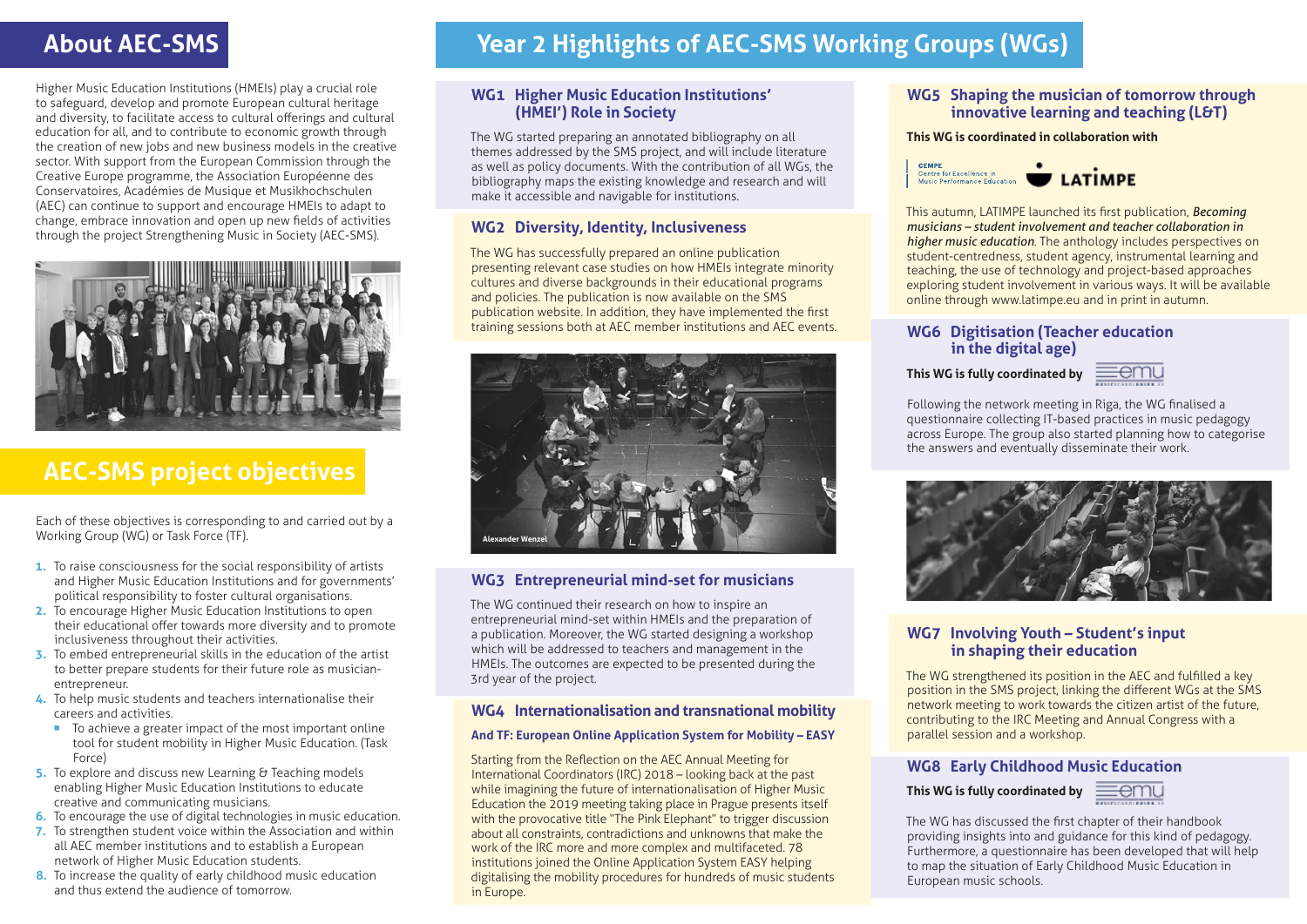## About AEC-SMS

Higher Music Education Institutions (HMEIs) play a crucial role to safeguard, develop and promote European cultural heritage and diversity, to facilitate access to cultural offerings and cultural education for all, and to contribute to economic growth through the creation of new jobs and new business models in the creative sector. With support from the European Commission through the Creative Europe programme, the Association Européenne des Conservatoires, Académies de Musique et Musikhochschulen (AEC) can continue to support and encourage HMEIs to adapt to change, embrace innovation and open up new fields of activities through the project Strengthening Music in Society (AEC-SMS).

## AEC-SMS project objectives

Each of these objectives is corresponding to and carried out by a Working Group (WG) or Task Force (TF).

1. To raise consciousness for the social responsibility of artists and Higher Music Education Institutions and for governments' political responsibility to foster cultural organisations.
2. To encourage Higher Music Education Institutions to open their educational offer towards more diversity and to promote inclusiveness throughout their activities.
3. To embed entrepreneurial skills in the education of the artist to better prepare students for their future role as musician-entrepreneur.
4. To help music students and teachers internationalise their careers and activities.
   - To achieve a greater impact of the most important online tool for student mobility in Higher Music Education. (Task Force)
5. To explore and discuss new Learning & Teaching models enabling Higher Music Education Institutions to educate creative and communicating musicians.
6. To encourage the use of digital technologies in music education.
7. To strengthen student voice within the Association and within all AEC member institutions and to establish a European network of Higher Music Education students.
8. To increase the quality of early childhood music education and thus extend the audience of tomorrow.

## Year 2 Highlights of AEC-SMS Working Groups (WGs)

### WG1 Higher Music Education Institutions' (HMEI') Role in Society

The WG started preparing an annotated bibliography on all themes addressed by the SMS project, and will include literature as well as policy documents. With the contribution of all WGs, the bibliography maps the existing knowledge and research and will make it accessible and navigable for institutions.

### WG2 Diversity, Identity, Inclusiveness

The WG has successfully prepared an online publication presenting relevant case studies on how HMEIs integrate minority cultures and diverse backgrounds in their educational programs and policies. The publication is now available on the SMS publication website. In addition, they have implemented the first training sessions both at AEC member institutions and AEC events.

Alexander Wenzel

### WG3 Entrepreneurial mind-set for musicians

The WG continued their research on how to inspire an entrepreneurial mind-set within HMEIs and the preparation of a publication. Moreover, the WG started designing a workshop which will be addressed to teachers and management in the HMEIs. The outcomes are expected to be presented during the 3rd year of the project.

### WG4 Internationalisation and transnational mobility

**And TF: European Online Application System for Mobility – EASY**

Starting from the Reflection on the AEC Annual Meeting for International Coordinators (IRC) 2018 – looking back at the past while imagining the future of internationalisation of Higher Music Education the 2019 meeting taking place in Prague presents itself with the provocative title "The Pink Elephant" to trigger discussion about all constraints, contradictions and unknowns that make the work of the IRC more and more complex and multifaceted. 78 institutions joined the Online Application System EASY helping digitalising the mobility procedures for hundreds of music students in Europe.

### WG5 Shaping the musician of tomorrow through innovative learning and teaching (L&T)

**This WG is coordinated in collaboration with**

CEMPE Centre for Excellence in Music Performance Education — LATIMPE

This autumn, LATIMPE launched its first publication, ***Becoming musicians – student involvement and teacher collaboration in higher music education***. The anthology includes perspectives on student-centredness, student agency, instrumental learning and teaching, the use of technology and project-based approaches exploring student involvement in various ways. It will be available online through www.latimpe.eu and in print in autumn.

### WG6 Digitisation (Teacher education in the digital age)

**This WG is fully coordinated by** emu

Following the network meeting in Riga, the WG finalised a questionnaire collecting IT-based practices in music pedagogy across Europe. The group also started planning how to categorise the answers and eventually disseminate their work.

### WG7 Involving Youth – Student's input in shaping their education

The WG strengthened its position in the AEC and fulfilled a key position in the SMS project, linking the different WGs at the SMS network meeting to work towards the citizen artist of the future, contributing to the IRC Meeting and Annual Congress with a parallel session and a workshop.

### WG8 Early Childhood Music Education

**This WG is fully coordinated by** emu

The WG has discussed the first chapter of their handbook providing insights into and guidance for this kind of pedagogy. Furthermore, a questionnaire has been developed that will help to map the situation of Early Childhood Music Education in European music schools.